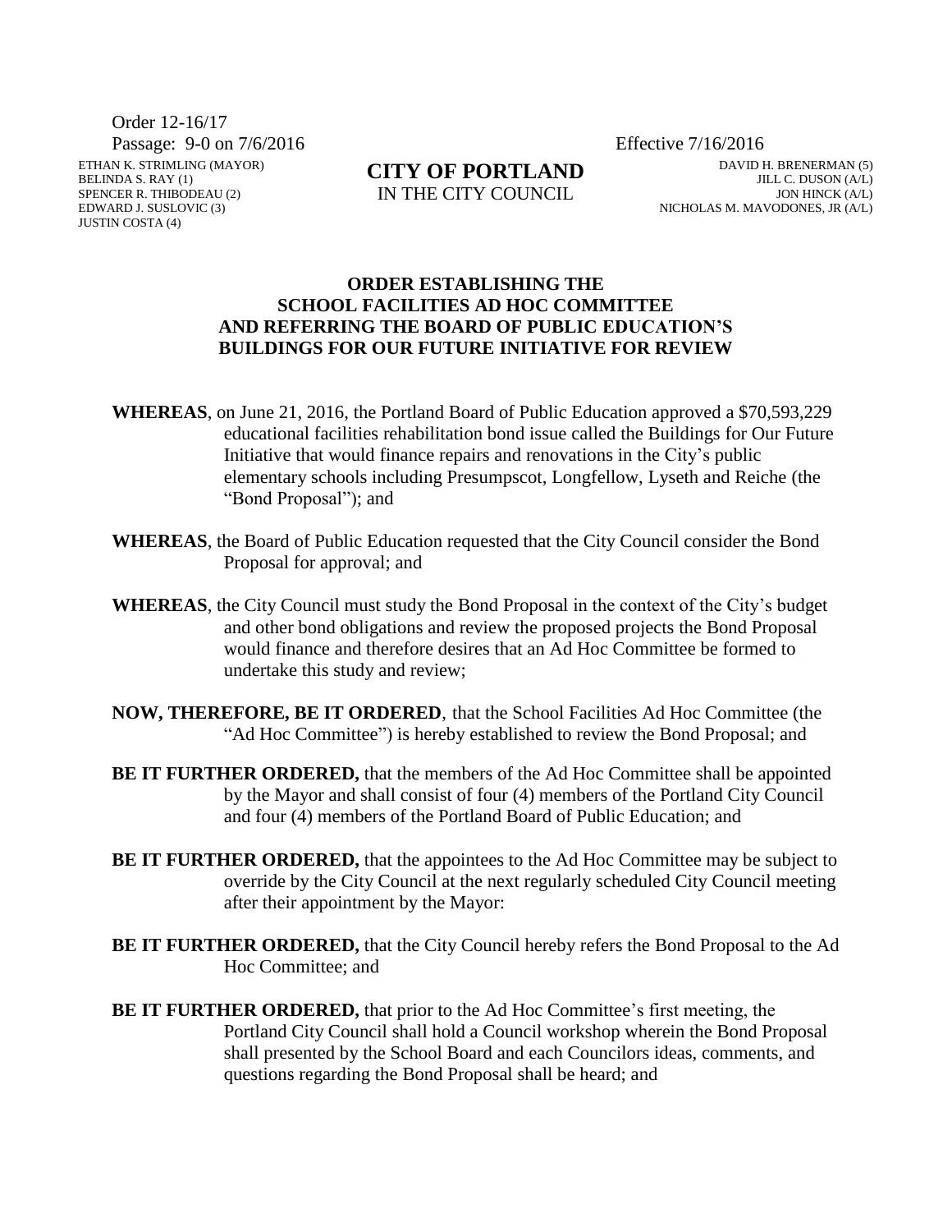Order 12-16/17
Passage: 9-0 on 7/6/2016 Effective 7/16/2016

ETHAN K. STRIMLING (MAYOR)
BELINDA S. RAY (1)
SPENCER R. THIBODEAU (2)
EDWARD J. SUSLOVIC (3)
JUSTIN COSTA (4)

**CITY OF PORTLAND**
IN THE CITY COUNCIL

DAVID H. BRENERMAN (5)
JILL C. DUSON (A/L)
JON HINCK (A/L)
NICHOLAS M. MAVODONES, JR (A/L)

**ORDER ESTABLISHING THE SCHOOL FACILITIES AD HOC COMMITTEE AND REFERRING THE BOARD OF PUBLIC EDUCATION'S BUILDINGS FOR OUR FUTURE INITIATIVE FOR REVIEW**

**WHEREAS**, on June 21, 2016, the Portland Board of Public Education approved a $70,593,229 educational facilities rehabilitation bond issue called the Buildings for Our Future Initiative that would finance repairs and renovations in the City's public elementary schools including Presumpscot, Longfellow, Lyseth and Reiche (the "Bond Proposal"); and

**WHEREAS**, the Board of Public Education requested that the City Council consider the Bond Proposal for approval; and

**WHEREAS**, the City Council must study the Bond Proposal in the context of the City's budget and other bond obligations and review the proposed projects the Bond Proposal would finance and therefore desires that an Ad Hoc Committee be formed to undertake this study and review;

**NOW, THEREFORE, BE IT ORDERED**, that the School Facilities Ad Hoc Committee (the "Ad Hoc Committee") is hereby established to review the Bond Proposal; and

**BE IT FURTHER ORDERED,** that the members of the Ad Hoc Committee shall be appointed by the Mayor and shall consist of four (4) members of the Portland City Council and four (4) members of the Portland Board of Public Education; and

**BE IT FURTHER ORDERED,** that the appointees to the Ad Hoc Committee may be subject to override by the City Council at the next regularly scheduled City Council meeting after their appointment by the Mayor:

**BE IT FURTHER ORDERED,** that the City Council hereby refers the Bond Proposal to the Ad Hoc Committee; and

**BE IT FURTHER ORDERED,** that prior to the Ad Hoc Committee's first meeting, the Portland City Council shall hold a Council workshop wherein the Bond Proposal shall presented by the School Board and each Councilors ideas, comments, and questions regarding the Bond Proposal shall be heard; and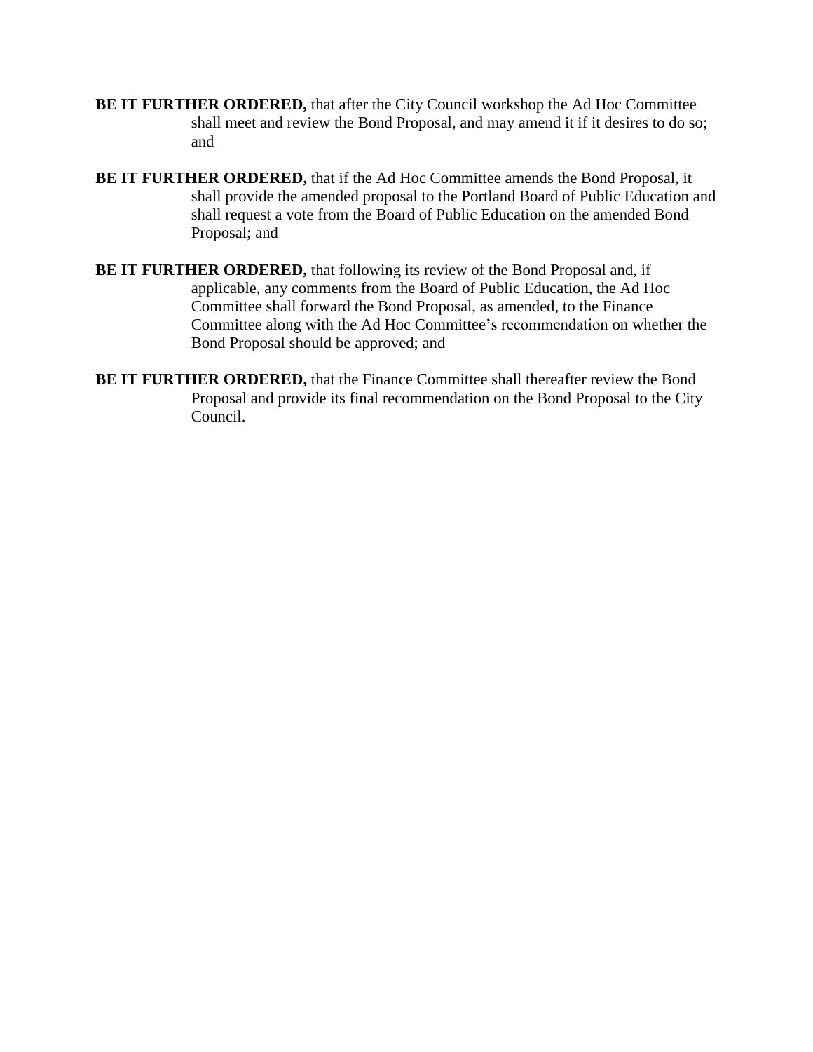**BE IT FURTHER ORDERED,** that after the City Council workshop the Ad Hoc Committee shall meet and review the Bond Proposal, and may amend it if it desires to do so; and

**BE IT FURTHER ORDERED,** that if the Ad Hoc Committee amends the Bond Proposal, it shall provide the amended proposal to the Portland Board of Public Education and shall request a vote from the Board of Public Education on the amended Bond Proposal; and

**BE IT FURTHER ORDERED,** that following its review of the Bond Proposal and, if applicable, any comments from the Board of Public Education, the Ad Hoc Committee shall forward the Bond Proposal, as amended, to the Finance Committee along with the Ad Hoc Committee's recommendation on whether the Bond Proposal should be approved; and

**BE IT FURTHER ORDERED,** that the Finance Committee shall thereafter review the Bond Proposal and provide its final recommendation on the Bond Proposal to the City Council.